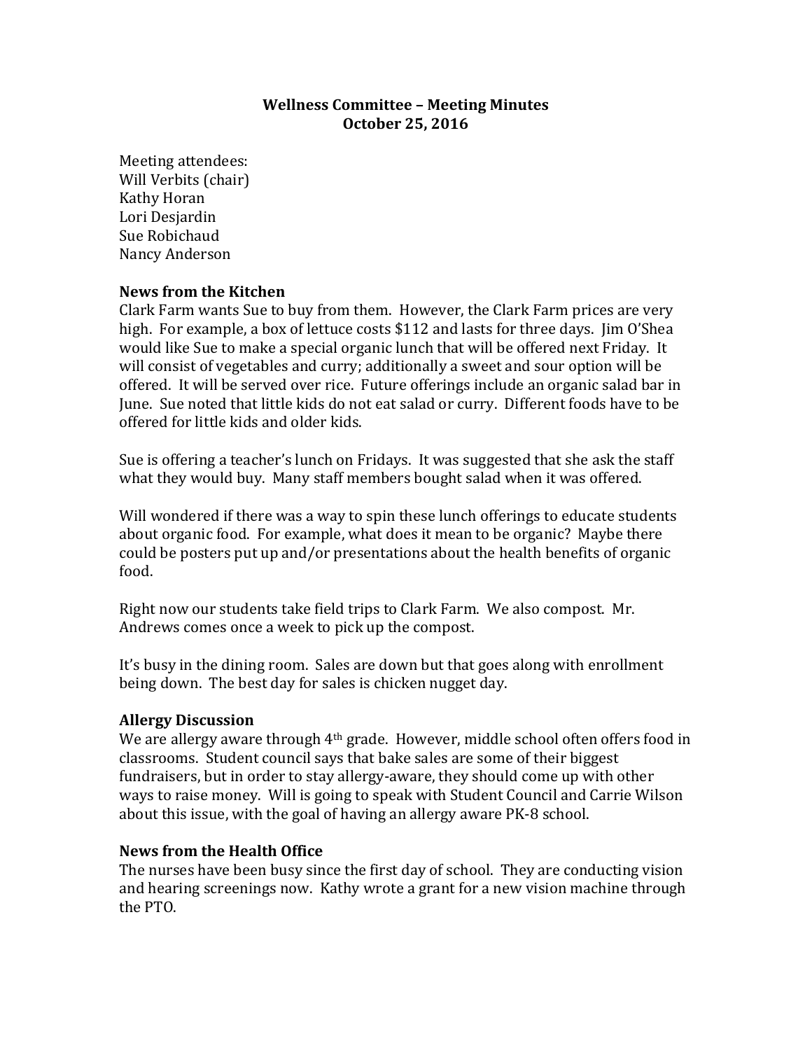**Wellness Committee – Meeting Minutes**
**October 25, 2016**

Meeting attendees:
Will Verbits (chair)
Kathy Horan
Lori Desjardin
Sue Robichaud
Nancy Anderson

### News from the Kitchen

Clark Farm wants Sue to buy from them. However, the Clark Farm prices are very high. For example, a box of lettuce costs $112 and lasts for three days. Jim O'Shea would like Sue to make a special organic lunch that will be offered next Friday. It will consist of vegetables and curry; additionally a sweet and sour option will be offered. It will be served over rice. Future offerings include an organic salad bar in June. Sue noted that little kids do not eat salad or curry. Different foods have to be offered for little kids and older kids.

Sue is offering a teacher's lunch on Fridays. It was suggested that she ask the staff what they would buy. Many staff members bought salad when it was offered.

Will wondered if there was a way to spin these lunch offerings to educate students about organic food. For example, what does it mean to be organic? Maybe there could be posters put up and/or presentations about the health benefits of organic food.

Right now our students take field trips to Clark Farm. We also compost. Mr. Andrews comes once a week to pick up the compost.

It's busy in the dining room. Sales are down but that goes along with enrollment being down. The best day for sales is chicken nugget day.

### Allergy Discussion

We are allergy aware through 4th grade. However, middle school often offers food in classrooms. Student council says that bake sales are some of their biggest fundraisers, but in order to stay allergy-aware, they should come up with other ways to raise money. Will is going to speak with Student Council and Carrie Wilson about this issue, with the goal of having an allergy aware PK-8 school.

### News from the Health Office

The nurses have been busy since the first day of school. They are conducting vision and hearing screenings now. Kathy wrote a grant for a new vision machine through the PTO.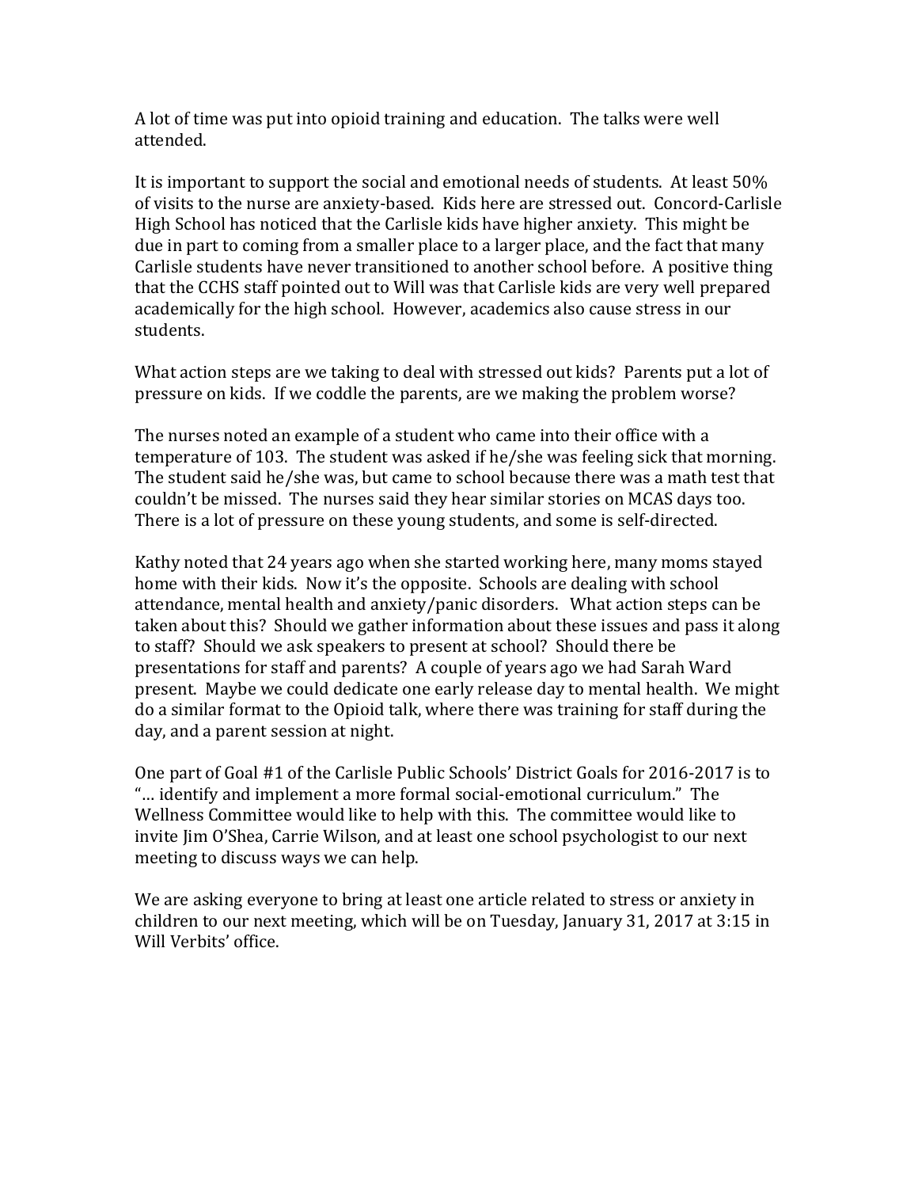A lot of time was put into opioid training and education. The talks were well attended.

It is important to support the social and emotional needs of students. At least 50% of visits to the nurse are anxiety-based. Kids here are stressed out. Concord-Carlisle High School has noticed that the Carlisle kids have higher anxiety. This might be due in part to coming from a smaller place to a larger place, and the fact that many Carlisle students have never transitioned to another school before. A positive thing that the CCHS staff pointed out to Will was that Carlisle kids are very well prepared academically for the high school. However, academics also cause stress in our students.

What action steps are we taking to deal with stressed out kids? Parents put a lot of pressure on kids. If we coddle the parents, are we making the problem worse?

The nurses noted an example of a student who came into their office with a temperature of 103. The student was asked if he/she was feeling sick that morning. The student said he/she was, but came to school because there was a math test that couldn't be missed. The nurses said they hear similar stories on MCAS days too. There is a lot of pressure on these young students, and some is self-directed.

Kathy noted that 24 years ago when she started working here, many moms stayed home with their kids. Now it's the opposite. Schools are dealing with school attendance, mental health and anxiety/panic disorders. What action steps can be taken about this? Should we gather information about these issues and pass it along to staff? Should we ask speakers to present at school? Should there be presentations for staff and parents? A couple of years ago we had Sarah Ward present. Maybe we could dedicate one early release day to mental health. We might do a similar format to the Opioid talk, where there was training for staff during the day, and a parent session at night.

One part of Goal #1 of the Carlisle Public Schools' District Goals for 2016-2017 is to "… identify and implement a more formal social-emotional curriculum." The Wellness Committee would like to help with this. The committee would like to invite Jim O'Shea, Carrie Wilson, and at least one school psychologist to our next meeting to discuss ways we can help.

We are asking everyone to bring at least one article related to stress or anxiety in children to our next meeting, which will be on Tuesday, January 31, 2017 at 3:15 in Will Verbits' office.